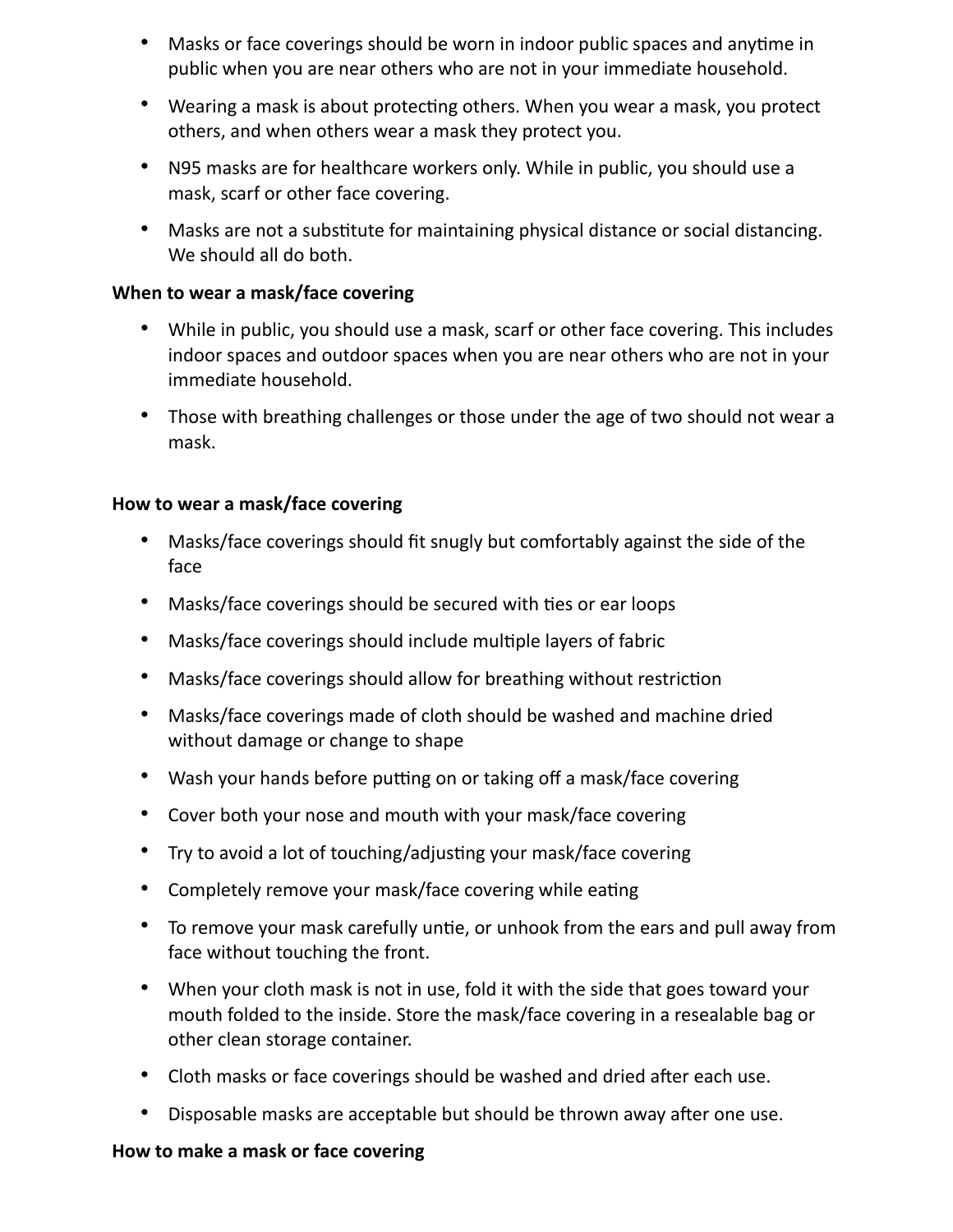- Masks or face coverings should be worn in indoor public spaces and anytime in public when you are near others who are not in your immediate household.
- Wearing a mask is about protecting others. When you wear a mask, you protect others, and when others wear a mask they protect you.
- N95 masks are for healthcare workers only. While in public, you should use a mask, scarf or other face covering.
- Masks are not a substitute for maintaining physical distance or social distancing. We should all do both.

**When to wear a mask/face covering**

- While in public, you should use a mask, scarf or other face covering. This includes indoor spaces and outdoor spaces when you are near others who are not in your immediate household.
- Those with breathing challenges or those under the age of two should not wear a mask.

**How to wear a mask/face covering**

- Masks/face coverings should fit snugly but comfortably against the side of the face
- Masks/face coverings should be secured with ties or ear loops
- Masks/face coverings should include multiple layers of fabric
- Masks/face coverings should allow for breathing without restriction
- Masks/face coverings made of cloth should be washed and machine dried without damage or change to shape
- Wash your hands before putting on or taking off a mask/face covering
- Cover both your nose and mouth with your mask/face covering
- Try to avoid a lot of touching/adjusting your mask/face covering
- Completely remove your mask/face covering while eating
- To remove your mask carefully untie, or unhook from the ears and pull away from face without touching the front.
- When your cloth mask is not in use, fold it with the side that goes toward your mouth folded to the inside. Store the mask/face covering in a resealable bag or other clean storage container.
- Cloth masks or face coverings should be washed and dried after each use.
- Disposable masks are acceptable but should be thrown away after one use.

**How to make a mask or face covering**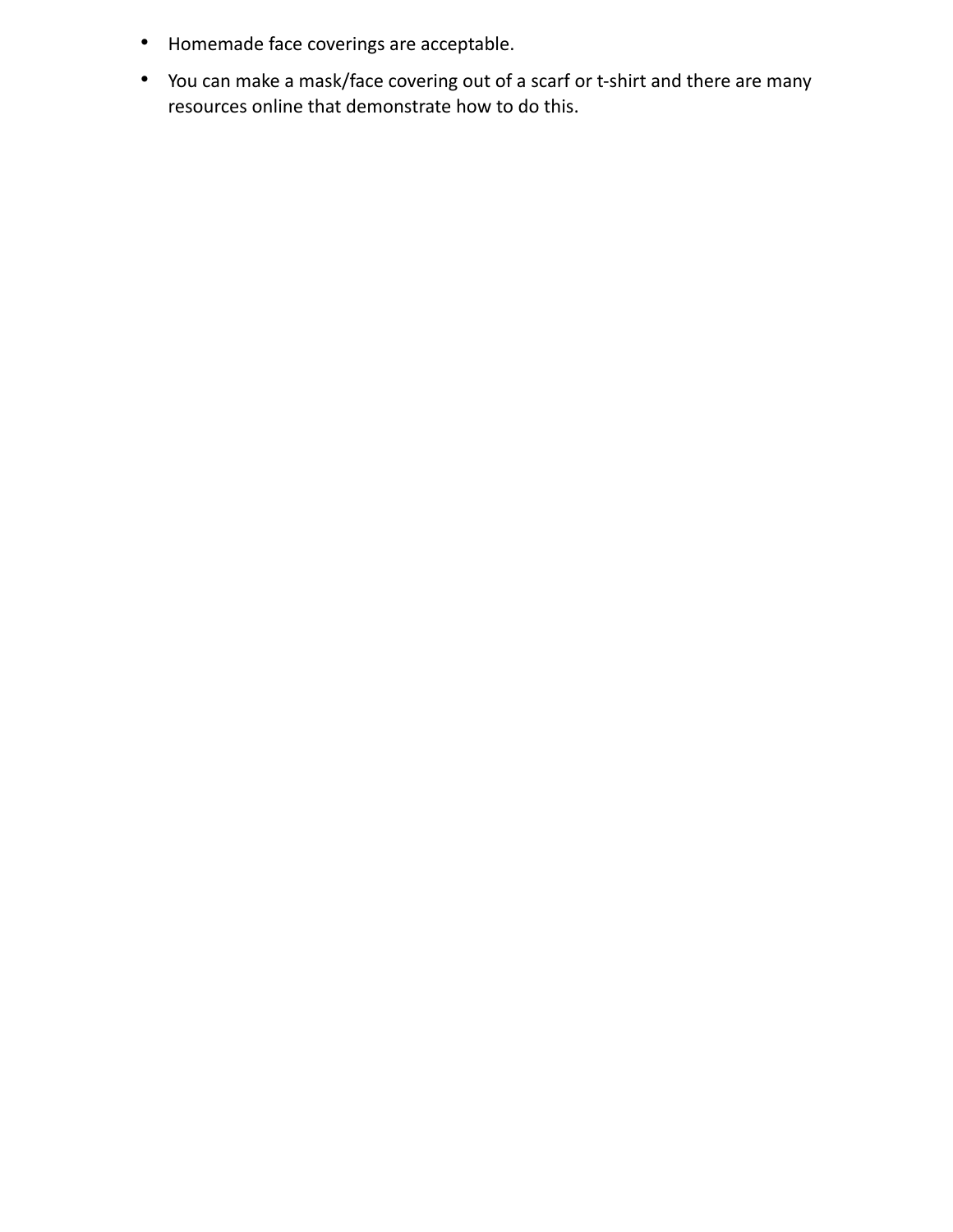- Homemade face coverings are acceptable.
- You can make a mask/face covering out of a scarf or t-shirt and there are many resources online that demonstrate how to do this.